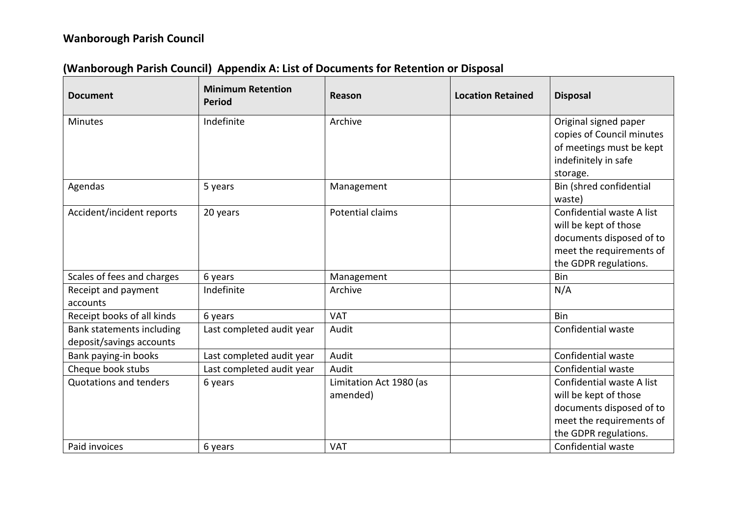## Wanborough Parish Council

## (Wanborough Parish Council) Appendix A: List of Documents for Retention or Disposal

| Document | Minimum Retention Period | Reason | Location Retained | Disposal |
|---|---|---|---|---|
| Minutes | Indefinite | Archive | | Original signed paper copies of Council minutes of meetings must be kept indefinitely in safe storage. |
| Agendas | 5 years | Management | | Bin (shred confidential waste) |
| Accident/incident reports | 20 years | Potential claims | | Confidential waste A list will be kept of those documents disposed of to meet the requirements of the GDPR regulations. |
| Scales of fees and charges | 6 years | Management | | Bin |
| Receipt and payment accounts | Indefinite | Archive | | N/A |
| Receipt books of all kinds | 6 years | VAT | | Bin |
| Bank statements including deposit/savings accounts | Last completed audit year | Audit | | Confidential waste |
| Bank paying-in books | Last completed audit year | Audit | | Confidential waste |
| Cheque book stubs | Last completed audit year | Audit | | Confidential waste |
| Quotations and tenders | 6 years | Limitation Act 1980 (as amended) | | Confidential waste A list will be kept of those documents disposed of to meet the requirements of the GDPR regulations. |
| Paid invoices | 6 years | VAT | | Confidential waste |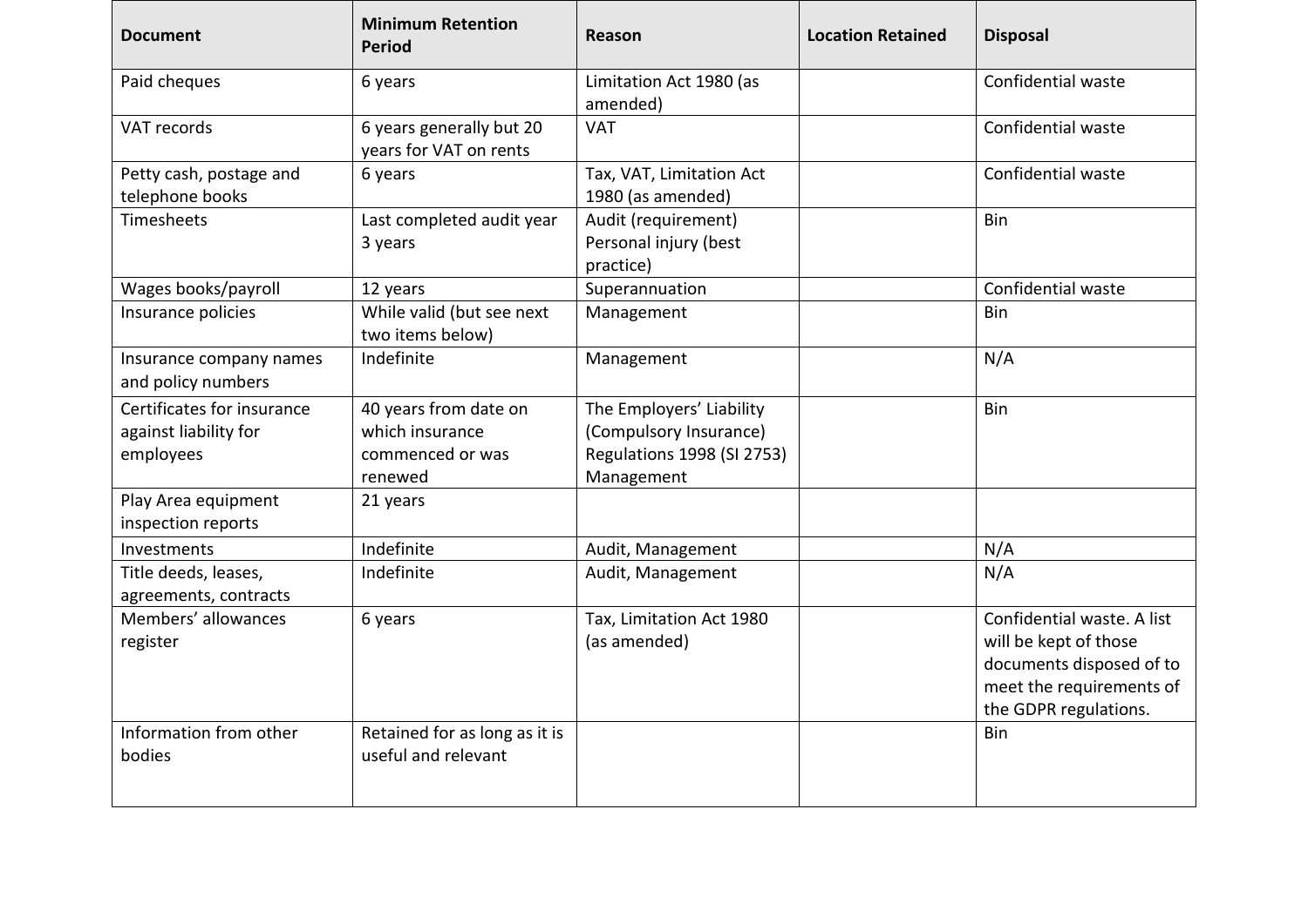| Document | Minimum Retention Period | Reason | Location Retained | Disposal |
|---|---|---|---|---|
| Paid cheques | 6 years | Limitation Act 1980 (as amended) | | Confidential waste |
| VAT records | 6 years generally but 20 years for VAT on rents | VAT | | Confidential waste |
| Petty cash, postage and telephone books | 6 years | Tax, VAT, Limitation Act 1980 (as amended) | | Confidential waste |
| Timesheets | Last completed audit year 3 years | Audit (requirement) Personal injury (best practice) | | Bin |
| Wages books/payroll | 12 years | Superannuation | | Confidential waste |
| Insurance policies | While valid (but see next two items below) | Management | | Bin |
| Insurance company names and policy numbers | Indefinite | Management | | N/A |
| Certificates for insurance against liability for employees | 40 years from date on which insurance commenced or was renewed | The Employers' Liability (Compulsory Insurance) Regulations 1998 (SI 2753) Management | | Bin |
| Play Area equipment inspection reports | 21 years | | | |
| Investments | Indefinite | Audit, Management | | N/A |
| Title deeds, leases, agreements, contracts | Indefinite | Audit, Management | | N/A |
| Members' allowances register | 6 years | Tax, Limitation Act 1980 (as amended) | | Confidential waste. A list will be kept of those documents disposed of to meet the requirements of the GDPR regulations. |
| Information from other bodies | Retained for as long as it is useful and relevant | | | Bin |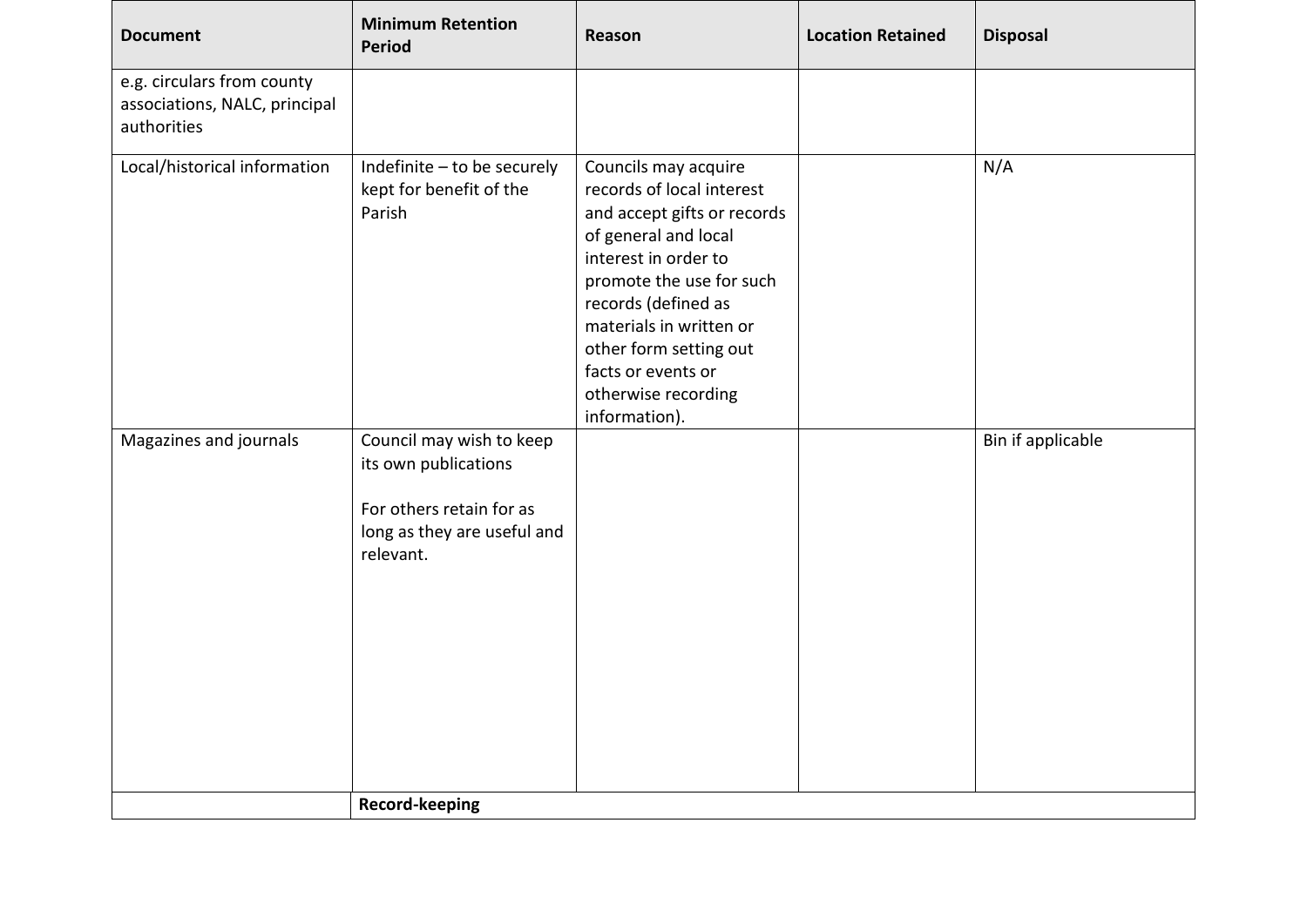| Document | Minimum Retention Period | Reason | Location Retained | Disposal |
|---|---|---|---|---|
| e.g. circulars from county associations, NALC, principal authorities | | | | |
| Local/historical information | Indefinite – to be securely kept for benefit of the Parish | Councils may acquire records of local interest and accept gifts or records of general and local interest in order to promote the use for such records (defined as materials in written or other form setting out facts or events or otherwise recording information). | | N/A |
| Magazines and journals | Council may wish to keep its own publications<br><br>For others retain for as long as they are useful and relevant. | | | Bin if applicable |
| | **Record-keeping** | | | |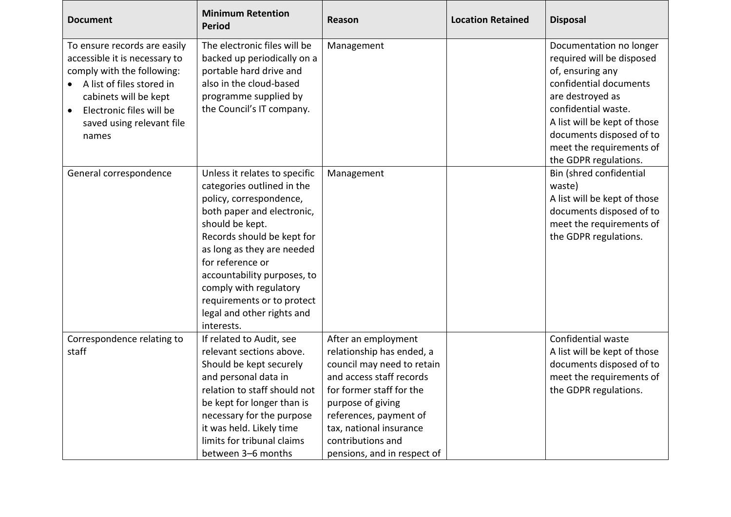| Document | Minimum Retention Period | Reason | Location Retained | Disposal |
|---|---|---|---|---|
| To ensure records are easily accessible it is necessary to comply with the following:<br>• A list of files stored in cabinets will be kept<br>• Electronic files will be saved using relevant file names | The electronic files will be backed up periodically on a portable hard drive and also in the cloud-based programme supplied by the Council's IT company. | Management | | Documentation no longer required will be disposed of, ensuring any confidential documents are destroyed as confidential waste.<br>A list will be kept of those documents disposed of to meet the requirements of the GDPR regulations. |
| General correspondence | Unless it relates to specific categories outlined in the policy, correspondence, both paper and electronic, should be kept.<br>Records should be kept for as long as they are needed for reference or accountability purposes, to comply with regulatory requirements or to protect legal and other rights and interests. | Management | | Bin (shred confidential waste)<br>A list will be kept of those documents disposed of to meet the requirements of the GDPR regulations. |
| Correspondence relating to staff | If related to Audit, see relevant sections above.<br>Should be kept securely and personal data in relation to staff should not be kept for longer than is necessary for the purpose it was held. Likely time limits for tribunal claims between 3–6 months | After an employment relationship has ended, a council may need to retain and access staff records for former staff for the purpose of giving references, payment of tax, national insurance contributions and pensions, and in respect of | | Confidential waste<br>A list will be kept of those documents disposed of to meet the requirements of the GDPR regulations. |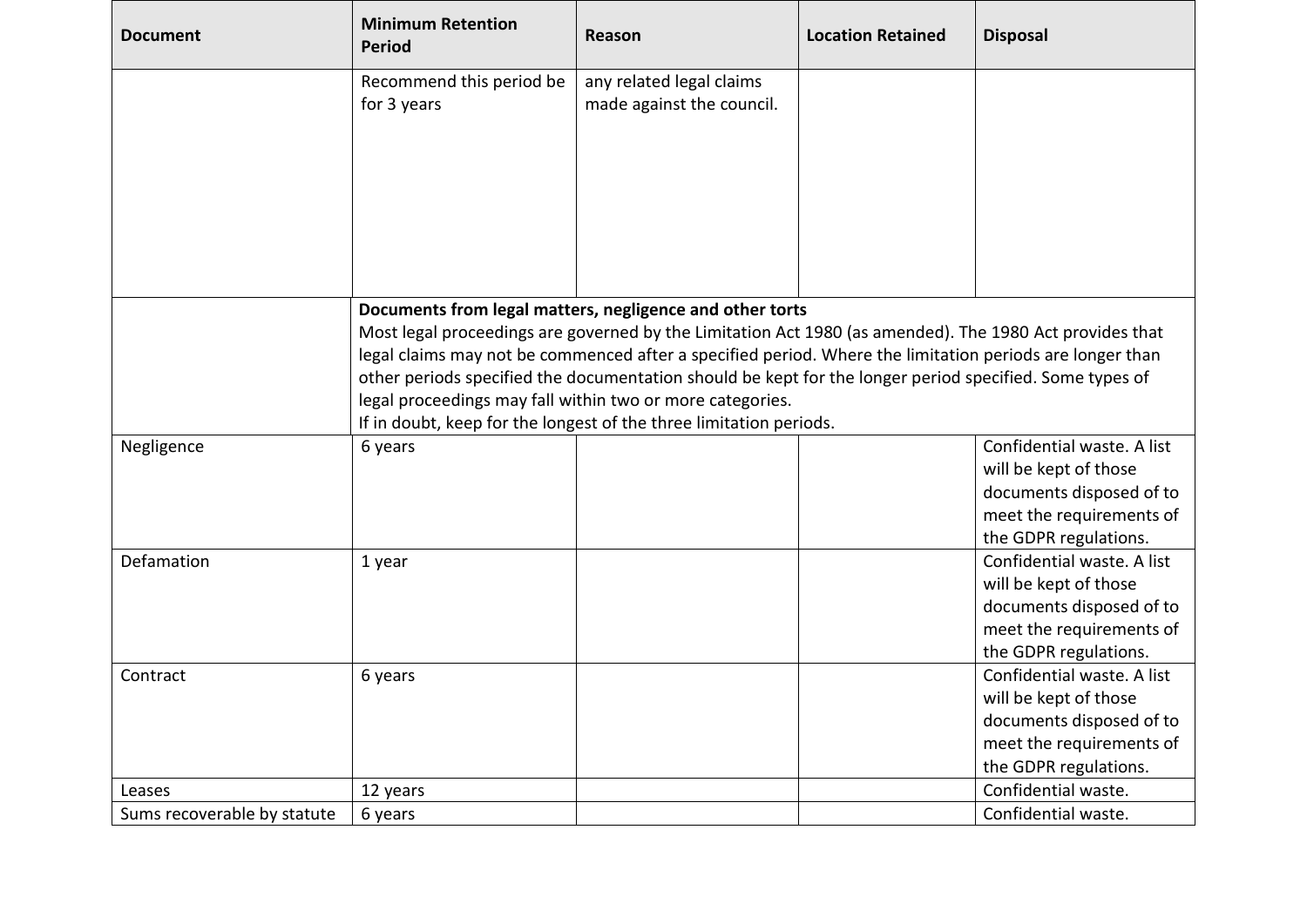| Document | Minimum Retention Period | Reason | Location Retained | Disposal |
|---|---|---|---|---|
| | Recommend this period be for 3 years | any related legal claims made against the council. | | |
| | **Documents from legal matters, negligence and other torts**<br>Most legal proceedings are governed by the Limitation Act 1980 (as amended). The 1980 Act provides that legal claims may not be commenced after a specified period. Where the limitation periods are longer than other periods specified the documentation should be kept for the longer period specified. Some types of legal proceedings may fall within two or more categories.<br>If in doubt, keep for the longest of the three limitation periods. | | | |
| Negligence | 6 years | | | Confidential waste. A list will be kept of those documents disposed of to meet the requirements of the GDPR regulations. |
| Defamation | 1 year | | | Confidential waste. A list will be kept of those documents disposed of to meet the requirements of the GDPR regulations. |
| Contract | 6 years | | | Confidential waste. A list will be kept of those documents disposed of to meet the requirements of the GDPR regulations. |
| Leases | 12 years | | | Confidential waste. |
| Sums recoverable by statute | 6 years | | | Confidential waste. |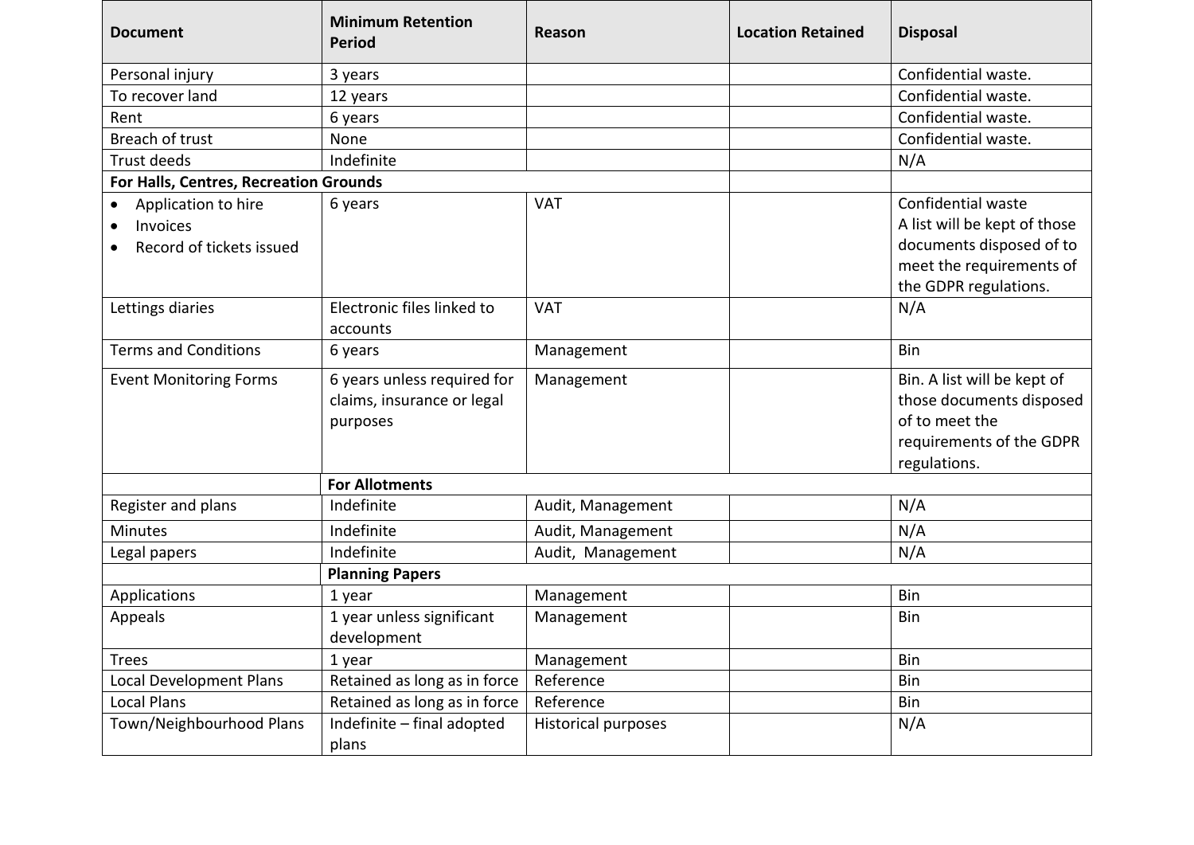| Document | Minimum Retention Period | Reason | Location Retained | Disposal |
| --- | --- | --- | --- | --- |
| Personal injury | 3 years | | | Confidential waste. |
| To recover land | 12 years | | | Confidential waste. |
| Rent | 6 years | | | Confidential waste. |
| Breach of trust | None | | | Confidential waste. |
| Trust deeds | Indefinite | | | N/A |
| **For Halls, Centres, Recreation Grounds** | | | | |
| • Application to hire<br>• Invoices<br>• Record of tickets issued | 6 years | VAT | | Confidential waste<br>A list will be kept of those documents disposed of to meet the requirements of the GDPR regulations. |
| Lettings diaries | Electronic files linked to accounts | VAT | | N/A |
| Terms and Conditions | 6 years | Management | | Bin |
| Event Monitoring Forms | 6 years unless required for claims, insurance or legal purposes | Management | | Bin. A list will be kept of those documents disposed of to meet the requirements of the GDPR regulations. |
| | **For Allotments** | | | |
| Register and plans | Indefinite | Audit, Management | | N/A |
| Minutes | Indefinite | Audit, Management | | N/A |
| Legal papers | Indefinite | Audit, Management | | N/A |
| | **Planning Papers** | | | |
| Applications | 1 year | Management | | Bin |
| Appeals | 1 year unless significant development | Management | | Bin |
| Trees | 1 year | Management | | Bin |
| Local Development Plans | Retained as long as in force | Reference | | Bin |
| Local Plans | Retained as long as in force | Reference | | Bin |
| Town/Neighbourhood Plans | Indefinite – final adopted plans | Historical purposes | | N/A |